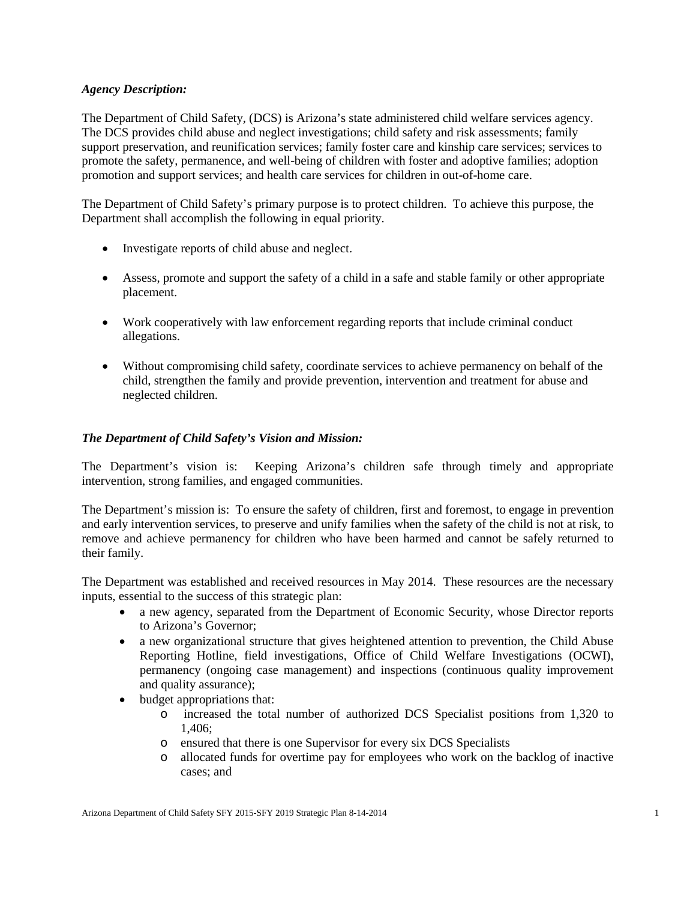***Agency Description:***

The Department of Child Safety, (DCS) is Arizona's state administered child welfare services agency. The DCS provides child abuse and neglect investigations; child safety and risk assessments; family support preservation, and reunification services; family foster care and kinship care services; services to promote the safety, permanence, and well-being of children with foster and adoptive families; adoption promotion and support services; and health care services for children in out-of-home care.

The Department of Child Safety's primary purpose is to protect children. To achieve this purpose, the Department shall accomplish the following in equal priority.

- Investigate reports of child abuse and neglect.
- Assess, promote and support the safety of a child in a safe and stable family or other appropriate placement.
- Work cooperatively with law enforcement regarding reports that include criminal conduct allegations.
- Without compromising child safety, coordinate services to achieve permanency on behalf of the child, strengthen the family and provide prevention, intervention and treatment for abuse and neglected children.

***The Department of Child Safety's Vision and Mission:***

The Department's vision is: Keeping Arizona's children safe through timely and appropriate intervention, strong families, and engaged communities.

The Department's mission is: To ensure the safety of children, first and foremost, to engage in prevention and early intervention services, to preserve and unify families when the safety of the child is not at risk, to remove and achieve permanency for children who have been harmed and cannot be safely returned to their family.

The Department was established and received resources in May 2014. These resources are the necessary inputs, essential to the success of this strategic plan:

- a new agency, separated from the Department of Economic Security, whose Director reports to Arizona's Governor;
- a new organizational structure that gives heightened attention to prevention, the Child Abuse Reporting Hotline, field investigations, Office of Child Welfare Investigations (OCWI), permanency (ongoing case management) and inspections (continuous quality improvement and quality assurance);
- budget appropriations that:
  - increased the total number of authorized DCS Specialist positions from 1,320 to 1,406;
  - ensured that there is one Supervisor for every six DCS Specialists
  - allocated funds for overtime pay for employees who work on the backlog of inactive cases; and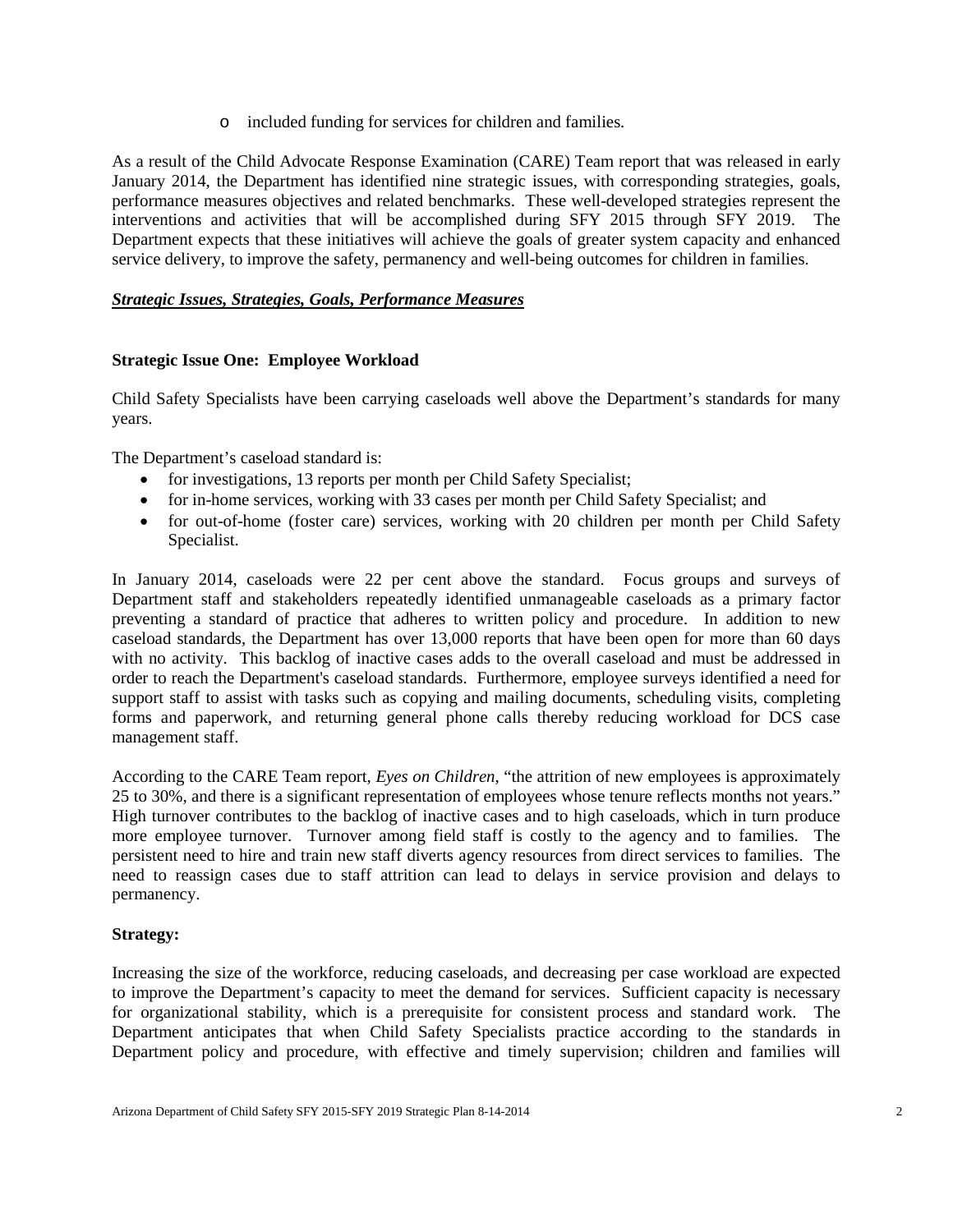- included funding for services for children and families.

As a result of the Child Advocate Response Examination (CARE) Team report that was released in early January 2014, the Department has identified nine strategic issues, with corresponding strategies, goals, performance measures objectives and related benchmarks. These well-developed strategies represent the interventions and activities that will be accomplished during SFY 2015 through SFY 2019. The Department expects that these initiatives will achieve the goals of greater system capacity and enhanced service delivery, to improve the safety, permanency and well-being outcomes for children in families.

***Strategic Issues, Strategies, Goals, Performance Measures***

**Strategic Issue One: Employee Workload**

Child Safety Specialists have been carrying caseloads well above the Department's standards for many years.

The Department's caseload standard is:

- for investigations, 13 reports per month per Child Safety Specialist;
- for in-home services, working with 33 cases per month per Child Safety Specialist; and
- for out-of-home (foster care) services, working with 20 children per month per Child Safety Specialist.

In January 2014, caseloads were 22 per cent above the standard. Focus groups and surveys of Department staff and stakeholders repeatedly identified unmanageable caseloads as a primary factor preventing a standard of practice that adheres to written policy and procedure. In addition to new caseload standards, the Department has over 13,000 reports that have been open for more than 60 days with no activity. This backlog of inactive cases adds to the overall caseload and must be addressed in order to reach the Department's caseload standards. Furthermore, employee surveys identified a need for support staff to assist with tasks such as copying and mailing documents, scheduling visits, completing forms and paperwork, and returning general phone calls thereby reducing workload for DCS case management staff.

According to the CARE Team report, *Eyes on Children*, "the attrition of new employees is approximately 25 to 30%, and there is a significant representation of employees whose tenure reflects months not years." High turnover contributes to the backlog of inactive cases and to high caseloads, which in turn produce more employee turnover. Turnover among field staff is costly to the agency and to families. The persistent need to hire and train new staff diverts agency resources from direct services to families. The need to reassign cases due to staff attrition can lead to delays in service provision and delays to permanency.

**Strategy:**

Increasing the size of the workforce, reducing caseloads, and decreasing per case workload are expected to improve the Department's capacity to meet the demand for services. Sufficient capacity is necessary for organizational stability, which is a prerequisite for consistent process and standard work. The Department anticipates that when Child Safety Specialists practice according to the standards in Department policy and procedure, with effective and timely supervision; children and families will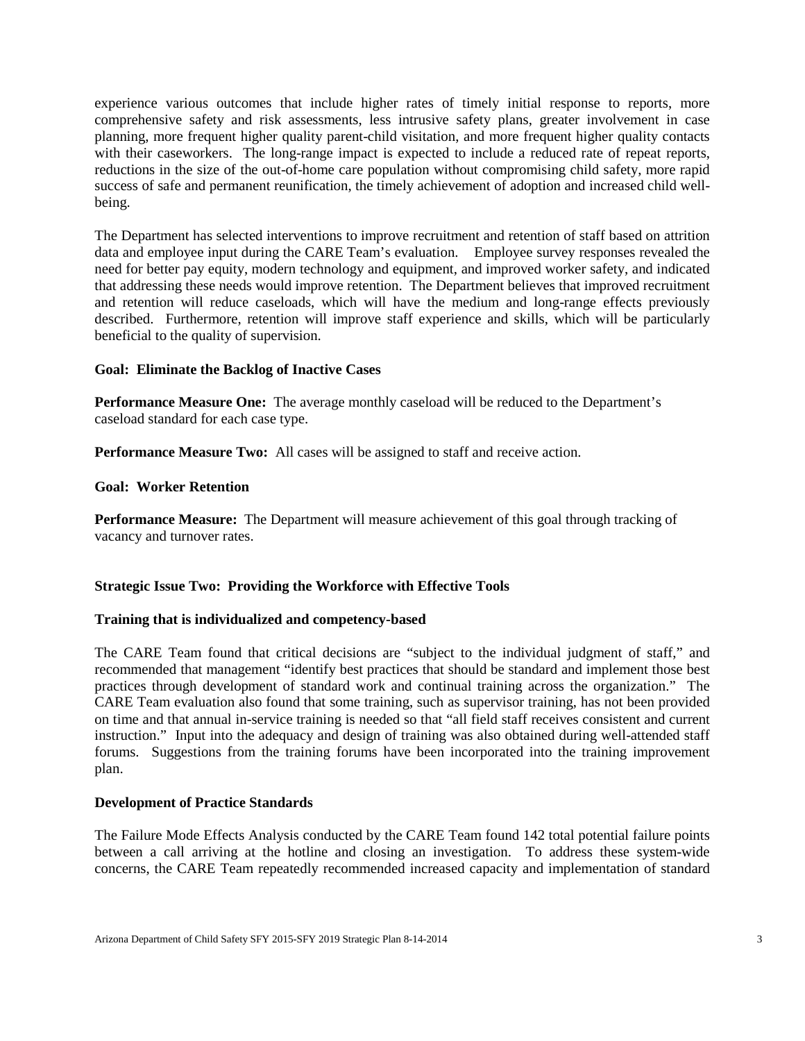experience various outcomes that include higher rates of timely initial response to reports, more comprehensive safety and risk assessments, less intrusive safety plans, greater involvement in case planning, more frequent higher quality parent-child visitation, and more frequent higher quality contacts with their caseworkers. The long-range impact is expected to include a reduced rate of repeat reports, reductions in the size of the out-of-home care population without compromising child safety, more rapid success of safe and permanent reunification, the timely achievement of adoption and increased child well-being.

The Department has selected interventions to improve recruitment and retention of staff based on attrition data and employee input during the CARE Team's evaluation. Employee survey responses revealed the need for better pay equity, modern technology and equipment, and improved worker safety, and indicated that addressing these needs would improve retention. The Department believes that improved recruitment and retention will reduce caseloads, which will have the medium and long-range effects previously described. Furthermore, retention will improve staff experience and skills, which will be particularly beneficial to the quality of supervision.

**Goal: Eliminate the Backlog of Inactive Cases**

**Performance Measure One:** The average monthly caseload will be reduced to the Department's caseload standard for each case type.

**Performance Measure Two:** All cases will be assigned to staff and receive action.

**Goal: Worker Retention**

**Performance Measure:** The Department will measure achievement of this goal through tracking of vacancy and turnover rates.

**Strategic Issue Two: Providing the Workforce with Effective Tools**

**Training that is individualized and competency-based**

The CARE Team found that critical decisions are "subject to the individual judgment of staff," and recommended that management "identify best practices that should be standard and implement those best practices through development of standard work and continual training across the organization." The CARE Team evaluation also found that some training, such as supervisor training, has not been provided on time and that annual in-service training is needed so that "all field staff receives consistent and current instruction." Input into the adequacy and design of training was also obtained during well-attended staff forums. Suggestions from the training forums have been incorporated into the training improvement plan.

**Development of Practice Standards**

The Failure Mode Effects Analysis conducted by the CARE Team found 142 total potential failure points between a call arriving at the hotline and closing an investigation. To address these system-wide concerns, the CARE Team repeatedly recommended increased capacity and implementation of standard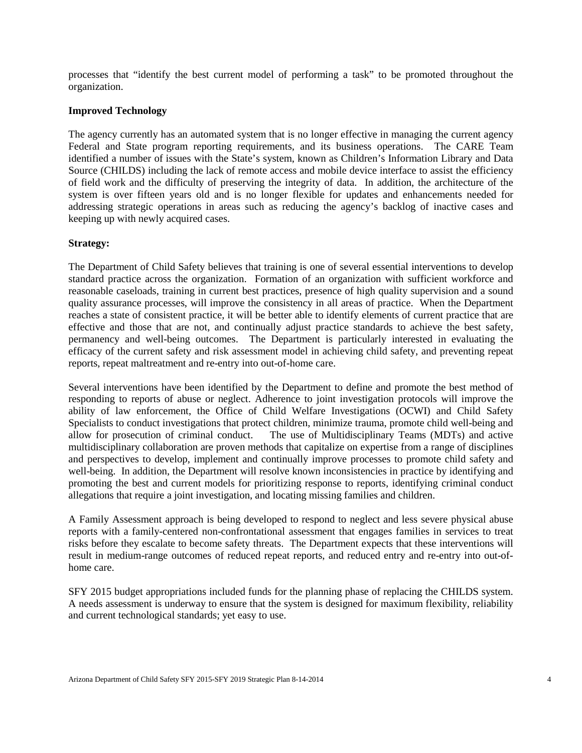processes that "identify the best current model of performing a task" to be promoted throughout the organization.

**Improved Technology**

The agency currently has an automated system that is no longer effective in managing the current agency Federal and State program reporting requirements, and its business operations. The CARE Team identified a number of issues with the State's system, known as Children's Information Library and Data Source (CHILDS) including the lack of remote access and mobile device interface to assist the efficiency of field work and the difficulty of preserving the integrity of data. In addition, the architecture of the system is over fifteen years old and is no longer flexible for updates and enhancements needed for addressing strategic operations in areas such as reducing the agency's backlog of inactive cases and keeping up with newly acquired cases.

**Strategy:**

The Department of Child Safety believes that training is one of several essential interventions to develop standard practice across the organization. Formation of an organization with sufficient workforce and reasonable caseloads, training in current best practices, presence of high quality supervision and a sound quality assurance processes, will improve the consistency in all areas of practice. When the Department reaches a state of consistent practice, it will be better able to identify elements of current practice that are effective and those that are not, and continually adjust practice standards to achieve the best safety, permanency and well-being outcomes. The Department is particularly interested in evaluating the efficacy of the current safety and risk assessment model in achieving child safety, and preventing repeat reports, repeat maltreatment and re-entry into out-of-home care.

Several interventions have been identified by the Department to define and promote the best method of responding to reports of abuse or neglect. Adherence to joint investigation protocols will improve the ability of law enforcement, the Office of Child Welfare Investigations (OCWI) and Child Safety Specialists to conduct investigations that protect children, minimize trauma, promote child well-being and allow for prosecution of criminal conduct. The use of Multidisciplinary Teams (MDTs) and active multidisciplinary collaboration are proven methods that capitalize on expertise from a range of disciplines and perspectives to develop, implement and continually improve processes to promote child safety and well-being. In addition, the Department will resolve known inconsistencies in practice by identifying and promoting the best and current models for prioritizing response to reports, identifying criminal conduct allegations that require a joint investigation, and locating missing families and children.

A Family Assessment approach is being developed to respond to neglect and less severe physical abuse reports with a family-centered non-confrontational assessment that engages families in services to treat risks before they escalate to become safety threats. The Department expects that these interventions will result in medium-range outcomes of reduced repeat reports, and reduced entry and re-entry into out-of-home care.

SFY 2015 budget appropriations included funds for the planning phase of replacing the CHILDS system. A needs assessment is underway to ensure that the system is designed for maximum flexibility, reliability and current technological standards; yet easy to use.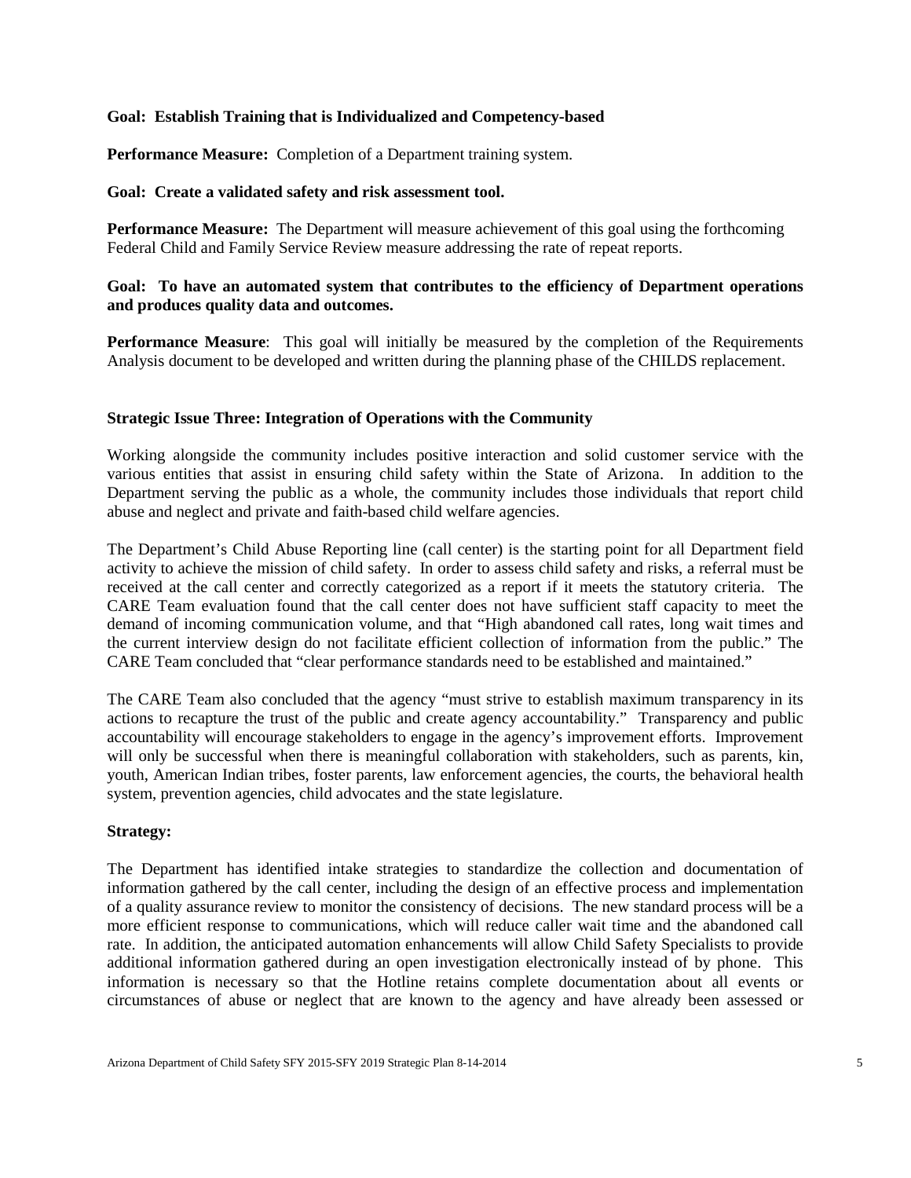**Goal: Establish Training that is Individualized and Competency-based**

**Performance Measure:** Completion of a Department training system.

**Goal: Create a validated safety and risk assessment tool.**

**Performance Measure:** The Department will measure achievement of this goal using the forthcoming Federal Child and Family Service Review measure addressing the rate of repeat reports.

**Goal: To have an automated system that contributes to the efficiency of Department operations and produces quality data and outcomes.**

**Performance Measure**: This goal will initially be measured by the completion of the Requirements Analysis document to be developed and written during the planning phase of the CHILDS replacement.

**Strategic Issue Three: Integration of Operations with the Community**

Working alongside the community includes positive interaction and solid customer service with the various entities that assist in ensuring child safety within the State of Arizona. In addition to the Department serving the public as a whole, the community includes those individuals that report child abuse and neglect and private and faith-based child welfare agencies.

The Department's Child Abuse Reporting line (call center) is the starting point for all Department field activity to achieve the mission of child safety. In order to assess child safety and risks, a referral must be received at the call center and correctly categorized as a report if it meets the statutory criteria. The CARE Team evaluation found that the call center does not have sufficient staff capacity to meet the demand of incoming communication volume, and that "High abandoned call rates, long wait times and the current interview design do not facilitate efficient collection of information from the public." The CARE Team concluded that "clear performance standards need to be established and maintained."

The CARE Team also concluded that the agency "must strive to establish maximum transparency in its actions to recapture the trust of the public and create agency accountability." Transparency and public accountability will encourage stakeholders to engage in the agency's improvement efforts. Improvement will only be successful when there is meaningful collaboration with stakeholders, such as parents, kin, youth, American Indian tribes, foster parents, law enforcement agencies, the courts, the behavioral health system, prevention agencies, child advocates and the state legislature.

**Strategy:**

The Department has identified intake strategies to standardize the collection and documentation of information gathered by the call center, including the design of an effective process and implementation of a quality assurance review to monitor the consistency of decisions. The new standard process will be a more efficient response to communications, which will reduce caller wait time and the abandoned call rate. In addition, the anticipated automation enhancements will allow Child Safety Specialists to provide additional information gathered during an open investigation electronically instead of by phone. This information is necessary so that the Hotline retains complete documentation about all events or circumstances of abuse or neglect that are known to the agency and have already been assessed or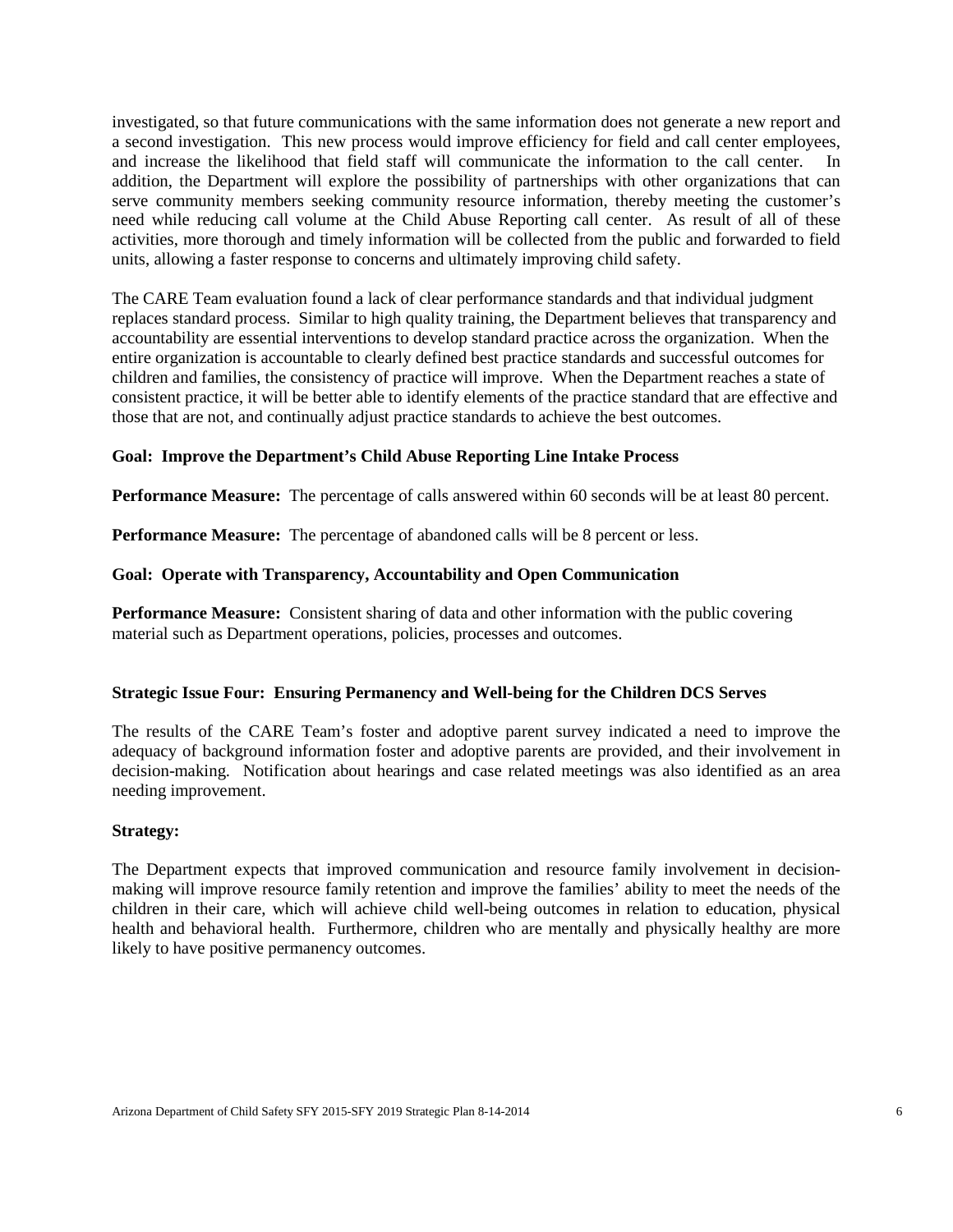investigated, so that future communications with the same information does not generate a new report and a second investigation. This new process would improve efficiency for field and call center employees, and increase the likelihood that field staff will communicate the information to the call center. In addition, the Department will explore the possibility of partnerships with other organizations that can serve community members seeking community resource information, thereby meeting the customer's need while reducing call volume at the Child Abuse Reporting call center. As result of all of these activities, more thorough and timely information will be collected from the public and forwarded to field units, allowing a faster response to concerns and ultimately improving child safety.

The CARE Team evaluation found a lack of clear performance standards and that individual judgment replaces standard process. Similar to high quality training, the Department believes that transparency and accountability are essential interventions to develop standard practice across the organization. When the entire organization is accountable to clearly defined best practice standards and successful outcomes for children and families, the consistency of practice will improve. When the Department reaches a state of consistent practice, it will be better able to identify elements of the practice standard that are effective and those that are not, and continually adjust practice standards to achieve the best outcomes.

**Goal: Improve the Department's Child Abuse Reporting Line Intake Process**

**Performance Measure:** The percentage of calls answered within 60 seconds will be at least 80 percent.

**Performance Measure:** The percentage of abandoned calls will be 8 percent or less.

**Goal: Operate with Transparency, Accountability and Open Communication**

**Performance Measure:** Consistent sharing of data and other information with the public covering material such as Department operations, policies, processes and outcomes.

**Strategic Issue Four: Ensuring Permanency and Well-being for the Children DCS Serves**

The results of the CARE Team's foster and adoptive parent survey indicated a need to improve the adequacy of background information foster and adoptive parents are provided, and their involvement in decision-making. Notification about hearings and case related meetings was also identified as an area needing improvement.

**Strategy:**

The Department expects that improved communication and resource family involvement in decision-making will improve resource family retention and improve the families' ability to meet the needs of the children in their care, which will achieve child well-being outcomes in relation to education, physical health and behavioral health. Furthermore, children who are mentally and physically healthy are more likely to have positive permanency outcomes.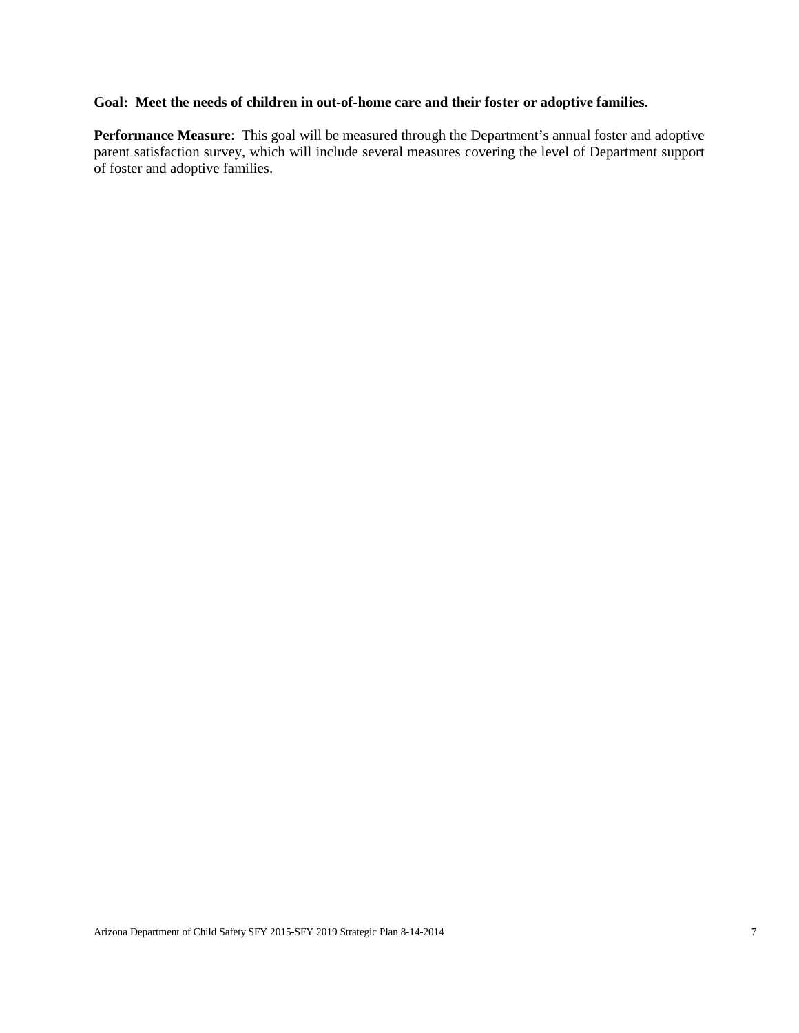**Goal: Meet the needs of children in out-of-home care and their foster or adoptive families.**

**Performance Measure**: This goal will be measured through the Department's annual foster and adoptive parent satisfaction survey, which will include several measures covering the level of Department support of foster and adoptive families.